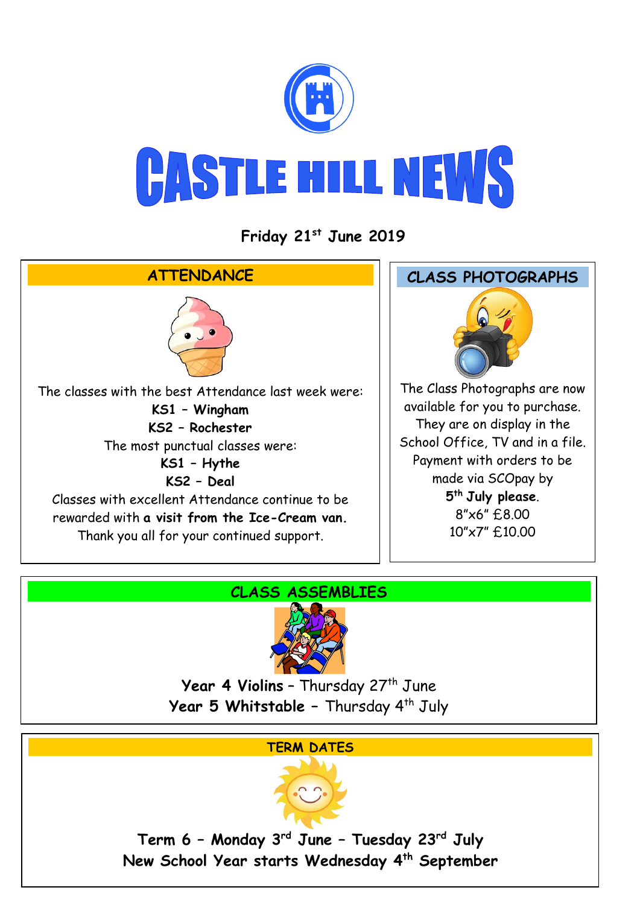# CASTLE HILL NEWS

**Friday 21st June 2019**

## ATTENDANCE

The classes with the best Attendance last week were:

**KS1 – Wingham**

**KS2 – Rochester**

The most punctual classes were:

**KS1 – Hythe**

**KS2 – Deal**

Classes with excellent Attendance continue to be rewarded with **a visit from the Ice-Cream van.**

Thank you all for your continued support.

## CLASS PHOTOGRAPHS

The Class Photographs are now available for you to purchase. They are on display in the School Office, TV and in a file. Payment with orders to be made via SCOpay by **5th July please**.

8"x6" £8.00

10"x7" £10.00

## CLASS ASSEMBLIES

**Year 4 Violins** – Thursday 27th June

**Year 5 Whitstable** – Thursday 4th July

## TERM DATES

**Term 6 – Monday 3rd June – Tuesday 23rd July**

**New School Year starts Wednesday 4th September**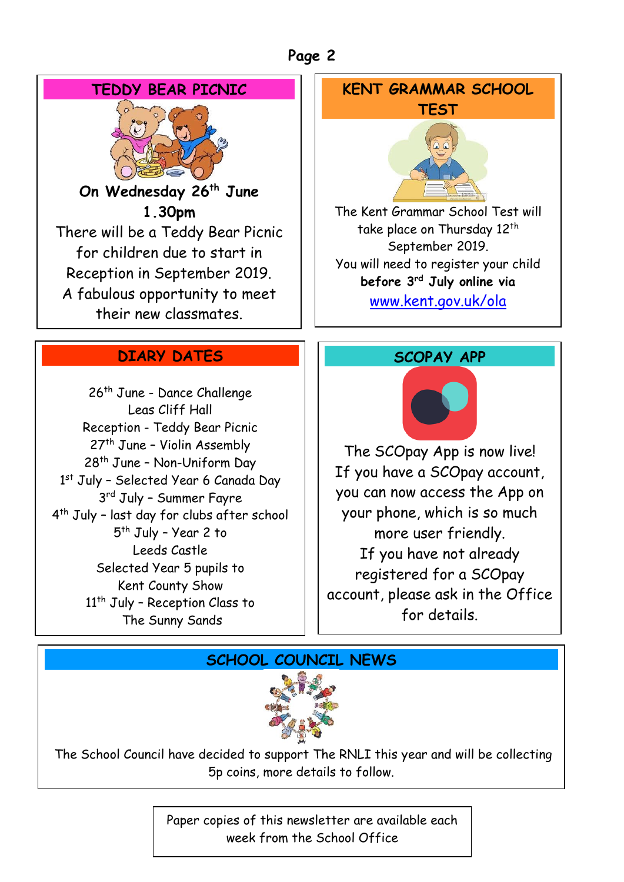## TEDDY BEAR PICNIC

**On Wednesday 26th June**
**1.30pm**

There will be a Teddy Bear Picnic for children due to start in Reception in September 2019. A fabulous opportunity to meet their new classmates.

## KENT GRAMMAR SCHOOL TEST

The Kent Grammar School Test will take place on Thursday 12th September 2019.
You will need to register your child **before 3rd July online via** www.kent.gov.uk/ola

## DIARY DATES

26th June - Dance Challenge Leas Cliff Hall
Reception - Teddy Bear Picnic
27th June – Violin Assembly
28th June – Non-Uniform Day
1st July – Selected Year 6 Canada Day
3rd July – Summer Fayre
4th July – last day for clubs after school
5th July – Year 2 to Leeds Castle
Selected Year 5 pupils to Kent County Show
11th July – Reception Class to The Sunny Sands

## SCOPAY APP

The SCOpay App is now live! If you have a SCOpay account, you can now access the App on your phone, which is so much more user friendly.
If you have not already registered for a SCOpay account, please ask in the Office for details.

## SCHOOL COUNCIL NEWS

The School Council have decided to support The RNLI this year and will be collecting 5p coins, more details to follow.

Paper copies of this newsletter are available each week from the School Office